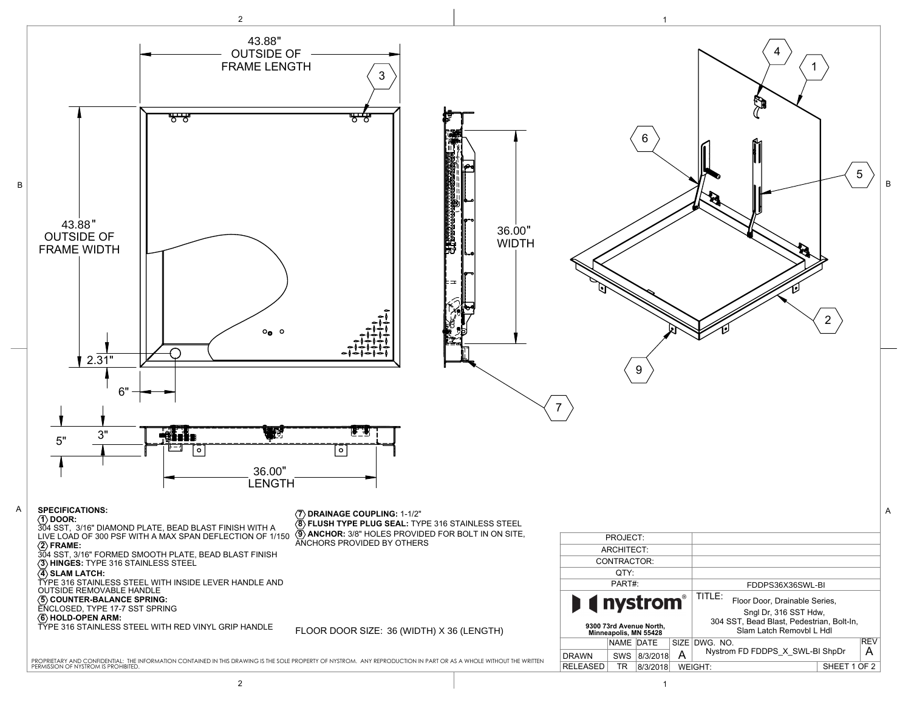43.88" OUTSIDE OF FRAME LENGTH

43.88" OUTSIDE OF FRAME WIDTH

36.00" WIDTH

2.31"

6"

5"

3"

36.00" LENGTH

**SPECIFICATIONS:**

**(1) DOOR:**
304 SST, 3/16" DIAMOND PLATE, BEAD BLAST FINISH WITH A LIVE LOAD OF 300 PSF WITH A MAX SPAN DEFLECTION OF 1/150

**(2) FRAME:**
304 SST, 3/16" FORMED SMOOTH PLATE, BEAD BLAST FINISH

**(3) HINGES:** TYPE 316 STAINLESS STEEL

**(4) SLAM LATCH:**
TYPE 316 STAINLESS STEEL WITH INSIDE LEVER HANDLE AND OUTSIDE REMOVABLE HANDLE

**(5) COUNTER-BALANCE SPRING:**
ENCLOSED, TYPE 17-7 SST SPRING

**(6) HOLD-OPEN ARM:**
TYPE 316 STAINLESS STEEL WITH RED VINYL GRIP HANDLE

**(7) DRAINAGE COUPLING:** 1-1/2"

**(8) FLUSH TYPE PLUG SEAL:** TYPE 316 STAINLESS STEEL

**(9) ANCHOR:** 3/8" HOLES PROVIDED FOR BOLT IN ON SITE, ANCHORS PROVIDED BY OTHERS

FLOOR DOOR SIZE: 36 (WIDTH) X 36 (LENGTH)

| | | | | |
|---|---|---|---|---|
| PROJECT: | | | | |
| ARCHITECT: | | | | |
| CONTRACTOR: | | | | |
| QTY: | | | | |
| PART#: | | | FDDPS36X36SWL-BI | |
| nystrom® 9300 73rd Avenue North, Minneapolis, MN 55428 | | | TITLE: Floor Door, Drainable Series, Sngl Dr, 316 SST Hdw, 304 SST, Bead Blast, Pedestrian, Bolt-In, Slam Latch Removbl L Hdl | |
| | NAME | DATE | SIZE | DWG. NO. / REV |
| DRAWN | SWS | 8/3/2018 | A | Nystrom FD FDDPS_X_SWL-BI ShpDr — REV A |
| RELEASED | TR | 8/3/2018 | WEIGHT: | SHEET 1 OF 2 |

PROPRIETARY AND CONFIDENTIAL: THE INFORMATION CONTAINED IN THIS DRAWING IS THE SOLE PROPERTY OF NYSTROM. ANY REPRODUCTION IN PART OR AS A WHOLE WITHOUT THE WRITTEN PERMISSION OF NYSTROM IS PROHIBITED.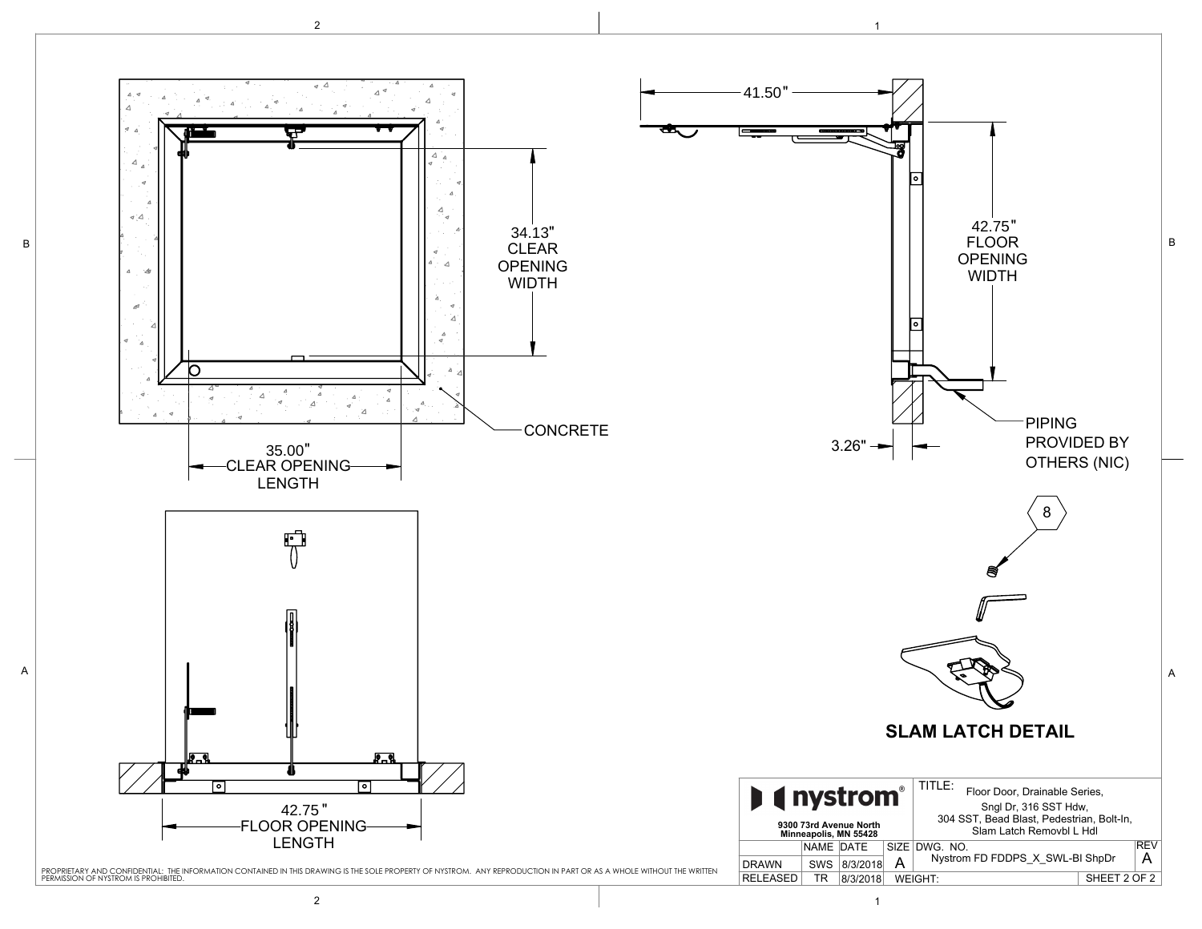34.13"
CLEAR
OPENING
WIDTH

35.00"
CLEAR OPENING
LENGTH

CONCRETE

41.50"

42.75"
FLOOR
OPENING
WIDTH

3.26"

PIPING
PROVIDED BY
OTHERS (NIC)

8

**SLAM LATCH DETAIL**

42.75"
FLOOR OPENING
LENGTH

PROPRIETARY AND CONFIDENTIAL: THE INFORMATION CONTAINED IN THIS DRAWING IS THE SOLE PROPERTY OF NYSTROM. ANY REPRODUCTION IN PART OR AS A WHOLE WITHOUT THE WRITTEN PERMISSION OF NYSTROM IS PROHIBITED.

nystrom®
9300 73rd Avenue North
Minneapolis, MN 55428

TITLE: Floor Door, Drainable Series, Sngl Dr, 316 SST Hdw, 304 SST, Bead Blast, Pedestrian, Bolt-In, Slam Latch Removbl L Hdl

| | NAME | DATE | SIZE | DWG. NO. | REV |
|---|---|---|---|---|---|
| DRAWN | SWS | 8/3/2018 | A | Nystrom FD FDDPS_X_SWL-BI ShpDr | A |
| RELEASED | TR | 8/3/2018 | WEIGHT: | | SHEET 2 OF 2 |